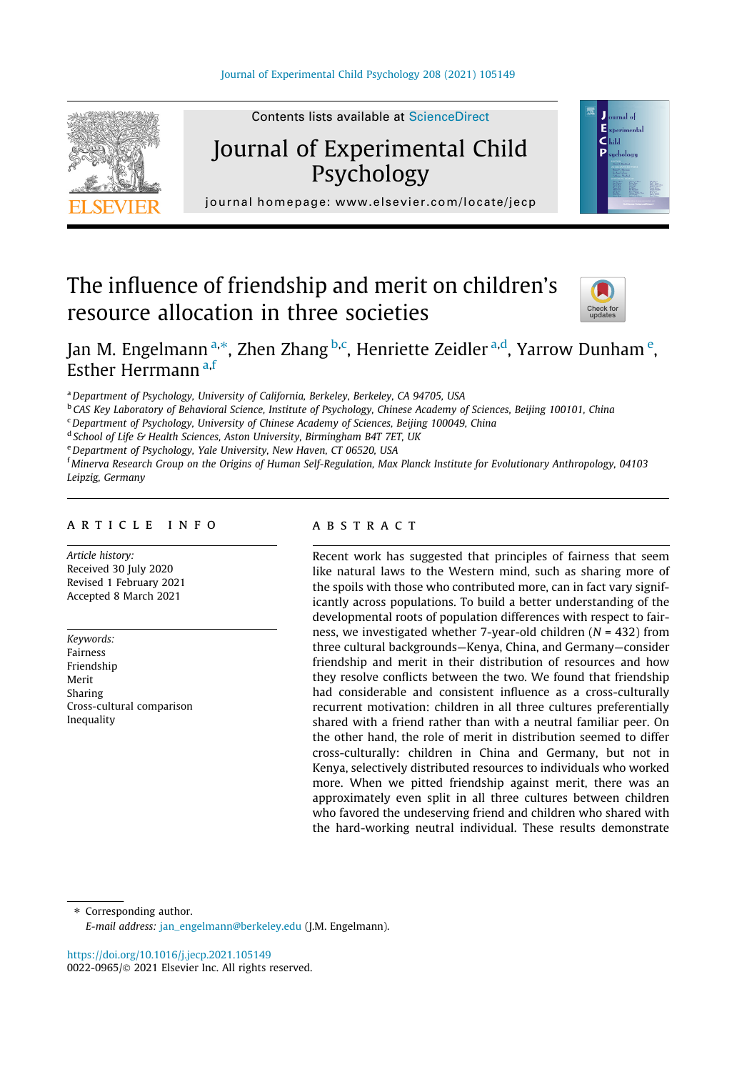# The influence of friendship and merit on children's resource allocation in three societies

Jan M. Engelmann [a,*], Zhen Zhang [b,c], Henriette Zeidler [a,d], Yarrow Dunham [e], Esther Herrmann [a,f]

[a] Department of Psychology, University of California, Berkeley, Berkeley, CA 94705, USA
[b] CAS Key Laboratory of Behavioral Science, Institute of Psychology, Chinese Academy of Sciences, Beijing 100101, China
[c] Department of Psychology, University of Chinese Academy of Sciences, Beijing 100049, China
[d] School of Life & Health Sciences, Aston University, Birmingham B4T 7ET, UK
[e] Department of Psychology, Yale University, New Haven, CT 06520, USA
[f] Minerva Research Group on the Origins of Human Self-Regulation, Max Planck Institute for Evolutionary Anthropology, 04103 Leipzig, Germany

## ARTICLE INFO

*Article history:*
Received 30 July 2020
Revised 1 February 2021
Accepted 8 March 2021

*Keywords:*
Fairness
Friendship
Merit
Sharing
Cross-cultural comparison
Inequality

## ABSTRACT

Recent work has suggested that principles of fairness that seem like natural laws to the Western mind, such as sharing more of the spoils with those who contributed more, can in fact vary significantly across populations. To build a better understanding of the developmental roots of population differences with respect to fairness, we investigated whether 7-year-old children ($N = 432$) from three cultural backgrounds—Kenya, China, and Germany—consider friendship and merit in their distribution of resources and how they resolve conflicts between the two. We found that friendship had considerable and consistent influence as a cross-culturally recurrent motivation: children in all three cultures preferentially shared with a friend rather than with a neutral familiar peer. On the other hand, the role of merit in distribution seemed to differ cross-culturally: children in China and Germany, but not in Kenya, selectively distributed resources to individuals who worked more. When we pitted friendship against merit, there was an approximately even split in all three cultures between children who favored the undeserving friend and children who shared with the hard-working neutral individual. These results demonstrate

---

* Corresponding author.
*E-mail address:* jan_engelmann@berkeley.edu (J.M. Engelmann).

https://doi.org/10.1016/j.jecp.2021.105149
0022-0965/© 2021 Elsevier Inc. All rights reserved.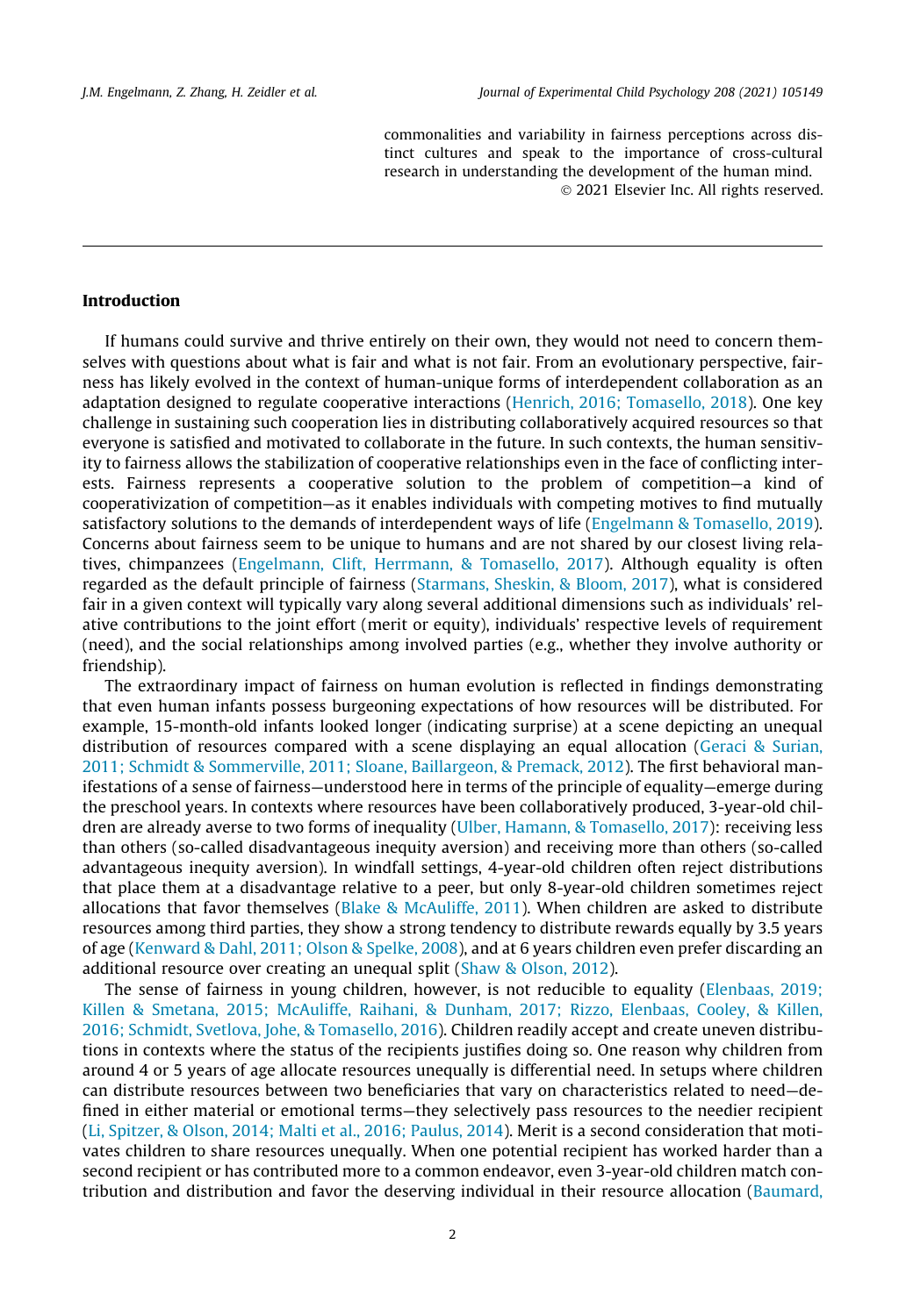commonalities and variability in fairness perceptions across distinct cultures and speak to the importance of cross-cultural research in understanding the development of the human mind.

© 2021 Elsevier Inc. All rights reserved.

## Introduction

If humans could survive and thrive entirely on their own, they would not need to concern themselves with questions about what is fair and what is not fair. From an evolutionary perspective, fairness has likely evolved in the context of human-unique forms of interdependent collaboration as an adaptation designed to regulate cooperative interactions (Henrich, 2016; Tomasello, 2018). One key challenge in sustaining such cooperation lies in distributing collaboratively acquired resources so that everyone is satisfied and motivated to collaborate in the future. In such contexts, the human sensitivity to fairness allows the stabilization of cooperative relationships even in the face of conflicting interests. Fairness represents a cooperative solution to the problem of competition—a kind of cooperativization of competition—as it enables individuals with competing motives to find mutually satisfactory solutions to the demands of interdependent ways of life (Engelmann & Tomasello, 2019). Concerns about fairness seem to be unique to humans and are not shared by our closest living relatives, chimpanzees (Engelmann, Clift, Herrmann, & Tomasello, 2017). Although equality is often regarded as the default principle of fairness (Starmans, Sheskin, & Bloom, 2017), what is considered fair in a given context will typically vary along several additional dimensions such as individuals' relative contributions to the joint effort (merit or equity), individuals' respective levels of requirement (need), and the social relationships among involved parties (e.g., whether they involve authority or friendship).

The extraordinary impact of fairness on human evolution is reflected in findings demonstrating that even human infants possess burgeoning expectations of how resources will be distributed. For example, 15-month-old infants looked longer (indicating surprise) at a scene depicting an unequal distribution of resources compared with a scene displaying an equal allocation (Geraci & Surian, 2011; Schmidt & Sommerville, 2011; Sloane, Baillargeon, & Premack, 2012). The first behavioral manifestations of a sense of fairness—understood here in terms of the principle of equality—emerge during the preschool years. In contexts where resources have been collaboratively produced, 3-year-old children are already averse to two forms of inequality (Ulber, Hamann, & Tomasello, 2017): receiving less than others (so-called disadvantageous inequity aversion) and receiving more than others (so-called advantageous inequity aversion). In windfall settings, 4-year-old children often reject distributions that place them at a disadvantage relative to a peer, but only 8-year-old children sometimes reject allocations that favor themselves (Blake & McAuliffe, 2011). When children are asked to distribute resources among third parties, they show a strong tendency to distribute rewards equally by 3.5 years of age (Kenward & Dahl, 2011; Olson & Spelke, 2008), and at 6 years children even prefer discarding an additional resource over creating an unequal split (Shaw & Olson, 2012).

The sense of fairness in young children, however, is not reducible to equality (Elenbaas, 2019; Killen & Smetana, 2015; McAuliffe, Raihani, & Dunham, 2017; Rizzo, Elenbaas, Cooley, & Killen, 2016; Schmidt, Svetlova, Johe, & Tomasello, 2016). Children readily accept and create uneven distributions in contexts where the status of the recipients justifies doing so. One reason why children from around 4 or 5 years of age allocate resources unequally is differential need. In setups where children can distribute resources between two beneficiaries that vary on characteristics related to need—defined in either material or emotional terms—they selectively pass resources to the needier recipient (Li, Spitzer, & Olson, 2014; Malti et al., 2016; Paulus, 2014). Merit is a second consideration that motivates children to share resources unequally. When one potential recipient has worked harder than a second recipient or has contributed more to a common endeavor, even 3-year-old children match contribution and distribution and favor the deserving individual in their resource allocation (Baumard,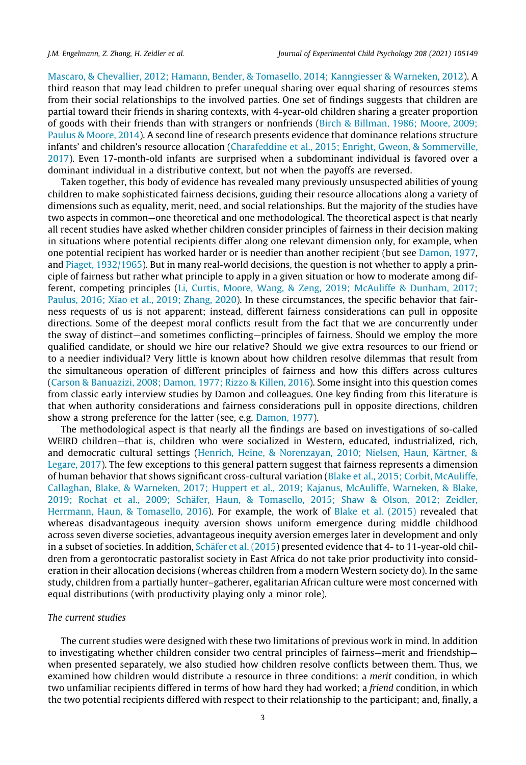Mascaro, & Chevallier, 2012; Hamann, Bender, & Tomasello, 2014; Kanngiesser & Warneken, 2012). A third reason that may lead children to prefer unequal sharing over equal sharing of resources stems from their social relationships to the involved parties. One set of findings suggests that children are partial toward their friends in sharing contexts, with 4-year-old children sharing a greater proportion of goods with their friends than with strangers or nonfriends (Birch & Billman, 1986; Moore, 2009; Paulus & Moore, 2014). A second line of research presents evidence that dominance relations structure infants' and children's resource allocation (Charafeddine et al., 2015; Enright, Gweon, & Sommerville, 2017). Even 17-month-old infants are surprised when a subdominant individual is favored over a dominant individual in a distributive context, but not when the payoffs are reversed.

Taken together, this body of evidence has revealed many previously unsuspected abilities of young children to make sophisticated fairness decisions, guiding their resource allocations along a variety of dimensions such as equality, merit, need, and social relationships. But the majority of the studies have two aspects in common—one theoretical and one methodological. The theoretical aspect is that nearly all recent studies have asked whether children consider principles of fairness in their decision making in situations where potential recipients differ along one relevant dimension only, for example, when one potential recipient has worked harder or is needier than another recipient (but see Damon, 1977, and Piaget, 1932/1965). But in many real-world decisions, the question is not whether to apply a principle of fairness but rather what principle to apply in a given situation or how to moderate among different, competing principles (Li, Curtis, Moore, Wang, & Zeng, 2019; McAuliffe & Dunham, 2017; Paulus, 2016; Xiao et al., 2019; Zhang, 2020). In these circumstances, the specific behavior that fairness requests of us is not apparent; instead, different fairness considerations can pull in opposite directions. Some of the deepest moral conflicts result from the fact that we are concurrently under the sway of distinct—and sometimes conflicting—principles of fairness. Should we employ the more qualified candidate, or should we hire our relative? Should we give extra resources to our friend or to a needier individual? Very little is known about how children resolve dilemmas that result from the simultaneous operation of different principles of fairness and how this differs across cultures (Carson & Banuazizi, 2008; Damon, 1977; Rizzo & Killen, 2016). Some insight into this question comes from classic early interview studies by Damon and colleagues. One key finding from this literature is that when authority considerations and fairness considerations pull in opposite directions, children show a strong preference for the latter (see, e.g. Damon, 1977).

The methodological aspect is that nearly all the findings are based on investigations of so-called WEIRD children—that is, children who were socialized in Western, educated, industrialized, rich, and democratic cultural settings (Henrich, Heine, & Norenzayan, 2010; Nielsen, Haun, Kärtner, & Legare, 2017). The few exceptions to this general pattern suggest that fairness represents a dimension of human behavior that shows significant cross-cultural variation (Blake et al., 2015; Corbit, McAuliffe, Callaghan, Blake, & Warneken, 2017; Huppert et al., 2019; Kajanus, McAuliffe, Warneken, & Blake, 2019; Rochat et al., 2009; Schäfer, Haun, & Tomasello, 2015; Shaw & Olson, 2012; Zeidler, Herrmann, Haun, & Tomasello, 2016). For example, the work of Blake et al. (2015) revealed that whereas disadvantageous inequity aversion shows uniform emergence during middle childhood across seven diverse societies, advantageous inequity aversion emerges later in development and only in a subset of societies. In addition, Schäfer et al. (2015) presented evidence that 4- to 11-year-old children from a gerontocratic pastoralist society in East Africa do not take prior productivity into consideration in their allocation decisions (whereas children from a modern Western society do). In the same study, children from a partially hunter–gatherer, egalitarian African culture were most concerned with equal distributions (with productivity playing only a minor role).

### *The current studies*

The current studies were designed with these two limitations of previous work in mind. In addition to investigating whether children consider two central principles of fairness—merit and friendship—when presented separately, we also studied how children resolve conflicts between them. Thus, we examined how children would distribute a resource in three conditions: a *merit* condition, in which two unfamiliar recipients differed in terms of how hard they had worked; a *friend* condition, in which the two potential recipients differed with respect to their relationship to the participant; and, finally, a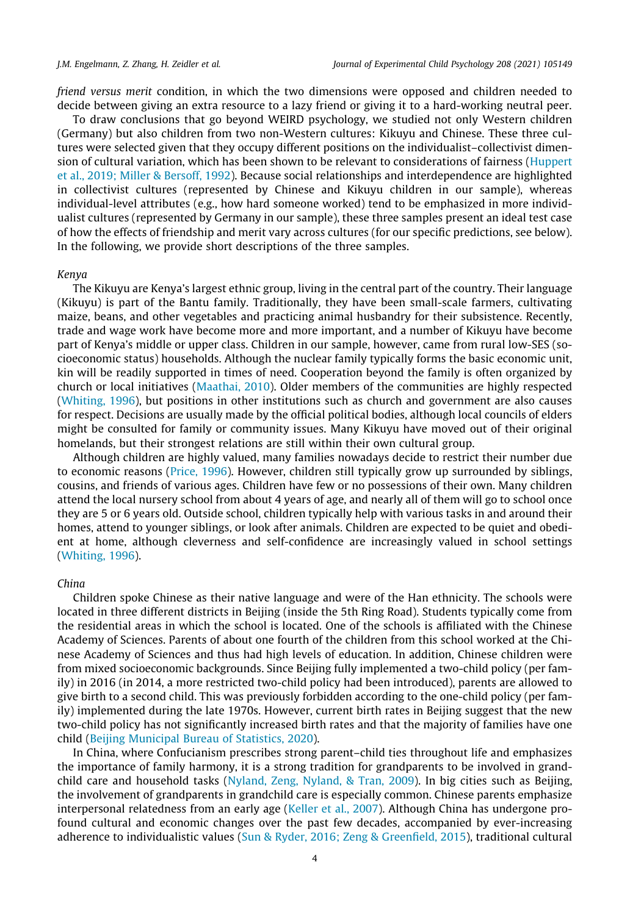*friend versus merit* condition, in which the two dimensions were opposed and children needed to decide between giving an extra resource to a lazy friend or giving it to a hard-working neutral peer.

To draw conclusions that go beyond WEIRD psychology, we studied not only Western children (Germany) but also children from two non-Western cultures: Kikuyu and Chinese. These three cultures were selected given that they occupy different positions on the individualist–collectivist dimension of cultural variation, which has been shown to be relevant to considerations of fairness (Huppert et al., 2019; Miller & Bersoff, 1992). Because social relationships and interdependence are highlighted in collectivist cultures (represented by Chinese and Kikuyu children in our sample), whereas individual-level attributes (e.g., how hard someone worked) tend to be emphasized in more individualist cultures (represented by Germany in our sample), these three samples present an ideal test case of how the effects of friendship and merit vary across cultures (for our specific predictions, see below). In the following, we provide short descriptions of the three samples.

### *Kenya*

The Kikuyu are Kenya's largest ethnic group, living in the central part of the country. Their language (Kikuyu) is part of the Bantu family. Traditionally, they have been small-scale farmers, cultivating maize, beans, and other vegetables and practicing animal husbandry for their subsistence. Recently, trade and wage work have become more and more important, and a number of Kikuyu have become part of Kenya's middle or upper class. Children in our sample, however, came from rural low-SES (socioeconomic status) households. Although the nuclear family typically forms the basic economic unit, kin will be readily supported in times of need. Cooperation beyond the family is often organized by church or local initiatives (Maathai, 2010). Older members of the communities are highly respected (Whiting, 1996), but positions in other institutions such as church and government are also causes for respect. Decisions are usually made by the official political bodies, although local councils of elders might be consulted for family or community issues. Many Kikuyu have moved out of their original homelands, but their strongest relations are still within their own cultural group.

Although children are highly valued, many families nowadays decide to restrict their number due to economic reasons (Price, 1996). However, children still typically grow up surrounded by siblings, cousins, and friends of various ages. Children have few or no possessions of their own. Many children attend the local nursery school from about 4 years of age, and nearly all of them will go to school once they are 5 or 6 years old. Outside school, children typically help with various tasks in and around their homes, attend to younger siblings, or look after animals. Children are expected to be quiet and obedient at home, although cleverness and self-confidence are increasingly valued in school settings (Whiting, 1996).

### *China*

Children spoke Chinese as their native language and were of the Han ethnicity. The schools were located in three different districts in Beijing (inside the 5th Ring Road). Students typically come from the residential areas in which the school is located. One of the schools is affiliated with the Chinese Academy of Sciences. Parents of about one fourth of the children from this school worked at the Chinese Academy of Sciences and thus had high levels of education. In addition, Chinese children were from mixed socioeconomic backgrounds. Since Beijing fully implemented a two-child policy (per family) in 2016 (in 2014, a more restricted two-child policy had been introduced), parents are allowed to give birth to a second child. This was previously forbidden according to the one-child policy (per family) implemented during the late 1970s. However, current birth rates in Beijing suggest that the new two-child policy has not significantly increased birth rates and that the majority of families have one child (Beijing Municipal Bureau of Statistics, 2020).

In China, where Confucianism prescribes strong parent–child ties throughout life and emphasizes the importance of family harmony, it is a strong tradition for grandparents to be involved in grandchild care and household tasks (Nyland, Zeng, Nyland, & Tran, 2009). In big cities such as Beijing, the involvement of grandparents in grandchild care is especially common. Chinese parents emphasize interpersonal relatedness from an early age (Keller et al., 2007). Although China has undergone profound cultural and economic changes over the past few decades, accompanied by ever-increasing adherence to individualistic values (Sun & Ryder, 2016; Zeng & Greenfield, 2015), traditional cultural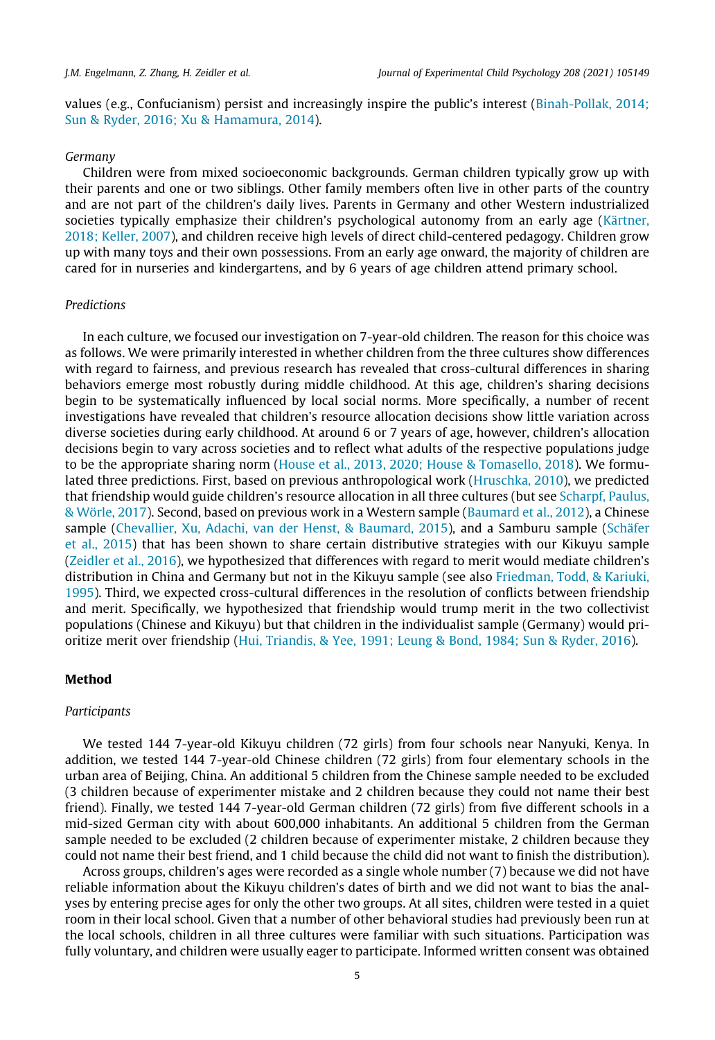values (e.g., Confucianism) persist and increasingly inspire the public's interest (Binah-Pollak, 2014; Sun & Ryder, 2016; Xu & Hamamura, 2014).

*Germany*

Children were from mixed socioeconomic backgrounds. German children typically grow up with their parents and one or two siblings. Other family members often live in other parts of the country and are not part of the children's daily lives. Parents in Germany and other Western industrialized societies typically emphasize their children's psychological autonomy from an early age (Kärtner, 2018; Keller, 2007), and children receive high levels of direct child-centered pedagogy. Children grow up with many toys and their own possessions. From an early age onward, the majority of children are cared for in nurseries and kindergartens, and by 6 years of age children attend primary school.

*Predictions*

In each culture, we focused our investigation on 7-year-old children. The reason for this choice was as follows. We were primarily interested in whether children from the three cultures show differences with regard to fairness, and previous research has revealed that cross-cultural differences in sharing behaviors emerge most robustly during middle childhood. At this age, children's sharing decisions begin to be systematically influenced by local social norms. More specifically, a number of recent investigations have revealed that children's resource allocation decisions show little variation across diverse societies during early childhood. At around 6 or 7 years of age, however, children's allocation decisions begin to vary across societies and to reflect what adults of the respective populations judge to be the appropriate sharing norm (House et al., 2013, 2020; House & Tomasello, 2018). We formulated three predictions. First, based on previous anthropological work (Hruschka, 2010), we predicted that friendship would guide children's resource allocation in all three cultures (but see Scharpf, Paulus, & Wörle, 2017). Second, based on previous work in a Western sample (Baumard et al., 2012), a Chinese sample (Chevallier, Xu, Adachi, van der Henst, & Baumard, 2015), and a Samburu sample (Schäfer et al., 2015) that has been shown to share certain distributive strategies with our Kikuyu sample (Zeidler et al., 2016), we hypothesized that differences with regard to merit would mediate children's distribution in China and Germany but not in the Kikuyu sample (see also Friedman, Todd, & Kariuki, 1995). Third, we expected cross-cultural differences in the resolution of conflicts between friendship and merit. Specifically, we hypothesized that friendship would trump merit in the two collectivist populations (Chinese and Kikuyu) but that children in the individualist sample (Germany) would prioritize merit over friendship (Hui, Triandis, & Yee, 1991; Leung & Bond, 1984; Sun & Ryder, 2016).

## Method

*Participants*

We tested 144 7-year-old Kikuyu children (72 girls) from four schools near Nanyuki, Kenya. In addition, we tested 144 7-year-old Chinese children (72 girls) from four elementary schools in the urban area of Beijing, China. An additional 5 children from the Chinese sample needed to be excluded (3 children because of experimenter mistake and 2 children because they could not name their best friend). Finally, we tested 144 7-year-old German children (72 girls) from five different schools in a mid-sized German city with about 600,000 inhabitants. An additional 5 children from the German sample needed to be excluded (2 children because of experimenter mistake, 2 children because they could not name their best friend, and 1 child because the child did not want to finish the distribution).

Across groups, children's ages were recorded as a single whole number (7) because we did not have reliable information about the Kikuyu children's dates of birth and we did not want to bias the analyses by entering precise ages for only the other two groups. At all sites, children were tested in a quiet room in their local school. Given that a number of other behavioral studies had previously been run at the local schools, children in all three cultures were familiar with such situations. Participation was fully voluntary, and children were usually eager to participate. Informed written consent was obtained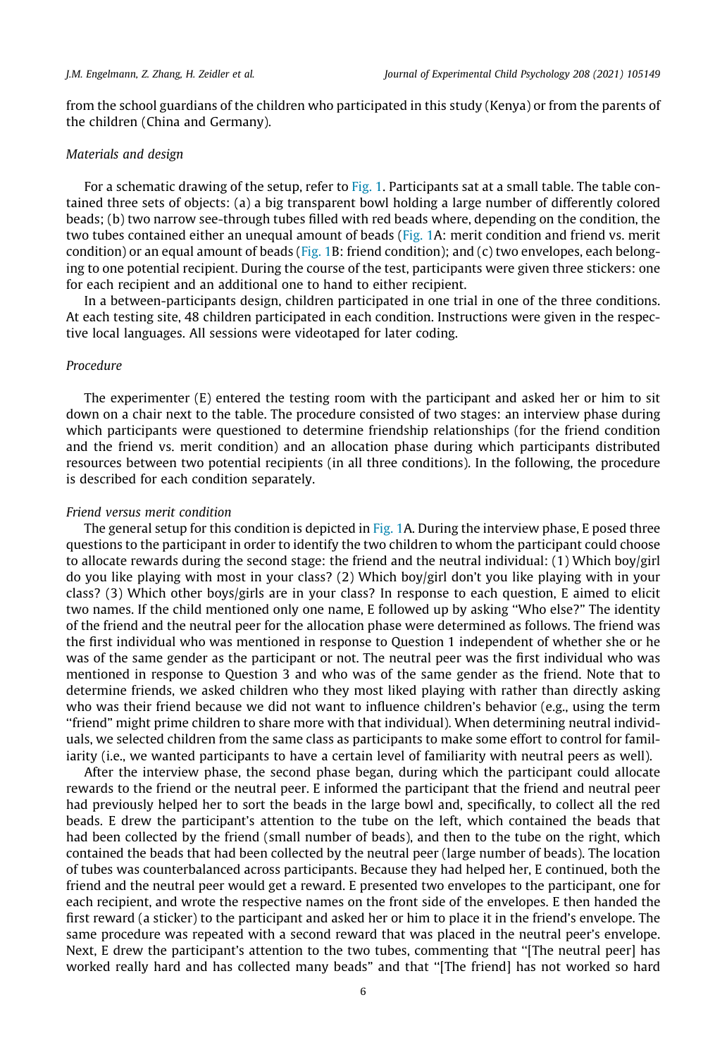from the school guardians of the children who participated in this study (Kenya) or from the parents of the children (China and Germany).

### *Materials and design*

For a schematic drawing of the setup, refer to Fig. 1. Participants sat at a small table. The table contained three sets of objects: (a) a big transparent bowl holding a large number of differently colored beads; (b) two narrow see-through tubes filled with red beads where, depending on the condition, the two tubes contained either an unequal amount of beads (Fig. 1A: merit condition and friend vs. merit condition) or an equal amount of beads (Fig. 1B: friend condition); and (c) two envelopes, each belonging to one potential recipient. During the course of the test, participants were given three stickers: one for each recipient and an additional one to hand to either recipient.

In a between-participants design, children participated in one trial in one of the three conditions. At each testing site, 48 children participated in each condition. Instructions were given in the respective local languages. All sessions were videotaped for later coding.

### *Procedure*

The experimenter (E) entered the testing room with the participant and asked her or him to sit down on a chair next to the table. The procedure consisted of two stages: an interview phase during which participants were questioned to determine friendship relationships (for the friend condition and the friend vs. merit condition) and an allocation phase during which participants distributed resources between two potential recipients (in all three conditions). In the following, the procedure is described for each condition separately.

#### *Friend versus merit condition*

The general setup for this condition is depicted in Fig. 1A. During the interview phase, E posed three questions to the participant in order to identify the two children to whom the participant could choose to allocate rewards during the second stage: the friend and the neutral individual: (1) Which boy/girl do you like playing with most in your class? (2) Which boy/girl don't you like playing with in your class? (3) Which other boys/girls are in your class? In response to each question, E aimed to elicit two names. If the child mentioned only one name, E followed up by asking "Who else?" The identity of the friend and the neutral peer for the allocation phase were determined as follows. The friend was the first individual who was mentioned in response to Question 1 independent of whether she or he was of the same gender as the participant or not. The neutral peer was the first individual who was mentioned in response to Question 3 and who was of the same gender as the friend. Note that to determine friends, we asked children who they most liked playing with rather than directly asking who was their friend because we did not want to influence children's behavior (e.g., using the term "friend" might prime children to share more with that individual). When determining neutral individuals, we selected children from the same class as participants to make some effort to control for familiarity (i.e., we wanted participants to have a certain level of familiarity with neutral peers as well).

After the interview phase, the second phase began, during which the participant could allocate rewards to the friend or the neutral peer. E informed the participant that the friend and neutral peer had previously helped her to sort the beads in the large bowl and, specifically, to collect all the red beads. E drew the participant's attention to the tube on the left, which contained the beads that had been collected by the friend (small number of beads), and then to the tube on the right, which contained the beads that had been collected by the neutral peer (large number of beads). The location of tubes was counterbalanced across participants. Because they had helped her, E continued, both the friend and the neutral peer would get a reward. E presented two envelopes to the participant, one for each recipient, and wrote the respective names on the front side of the envelopes. E then handed the first reward (a sticker) to the participant and asked her or him to place it in the friend's envelope. The same procedure was repeated with a second reward that was placed in the neutral peer's envelope. Next, E drew the participant's attention to the two tubes, commenting that "[The neutral peer] has worked really hard and has collected many beads" and that "[The friend] has not worked so hard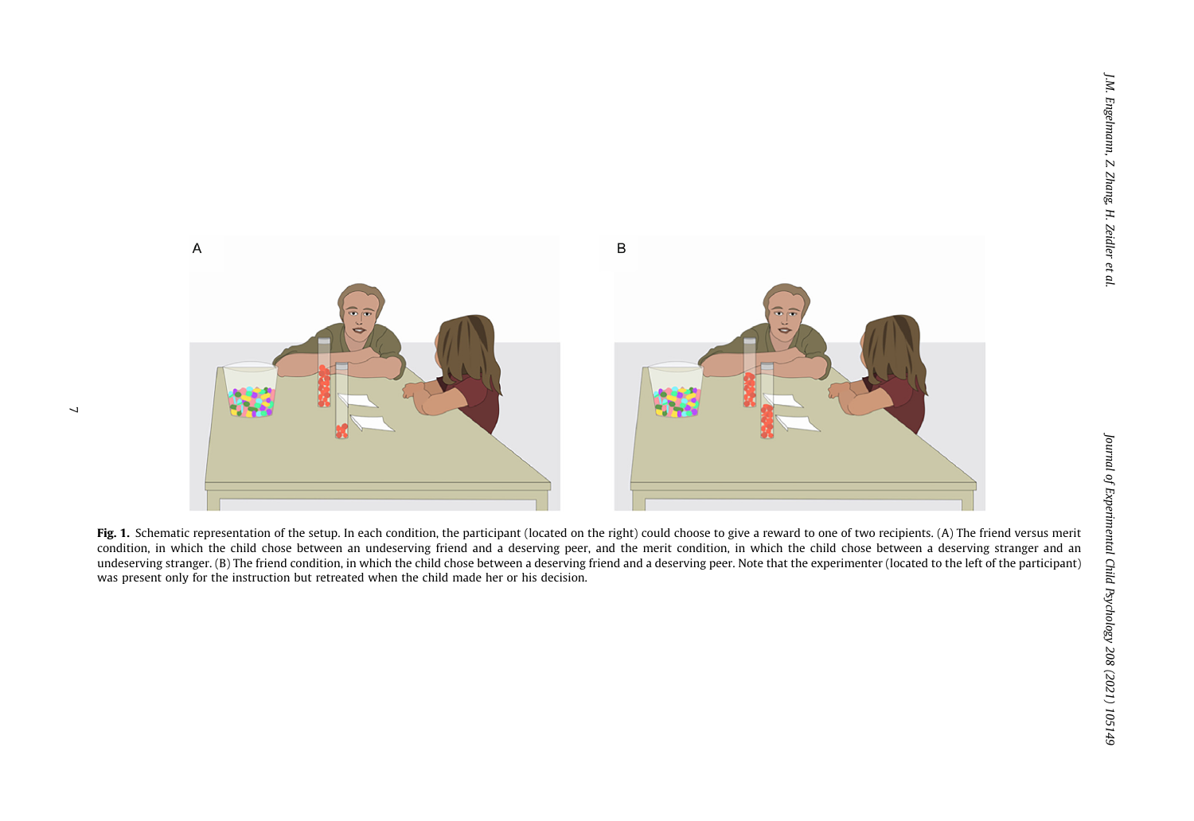**Fig. 1.** Schematic representation of the setup. In each condition, the participant (located on the right) could choose to give a reward to one of two recipients. (A) The friend versus merit condition, in which the child chose between an undeserving friend and a deserving peer, and the merit condition, in which the child chose between a deserving stranger and an undeserving stranger. (B) The friend condition, in which the child chose between a deserving friend and a deserving peer. Note that the experimenter (located to the left of the participant) was present only for the instruction but retreated when the child made her or his decision.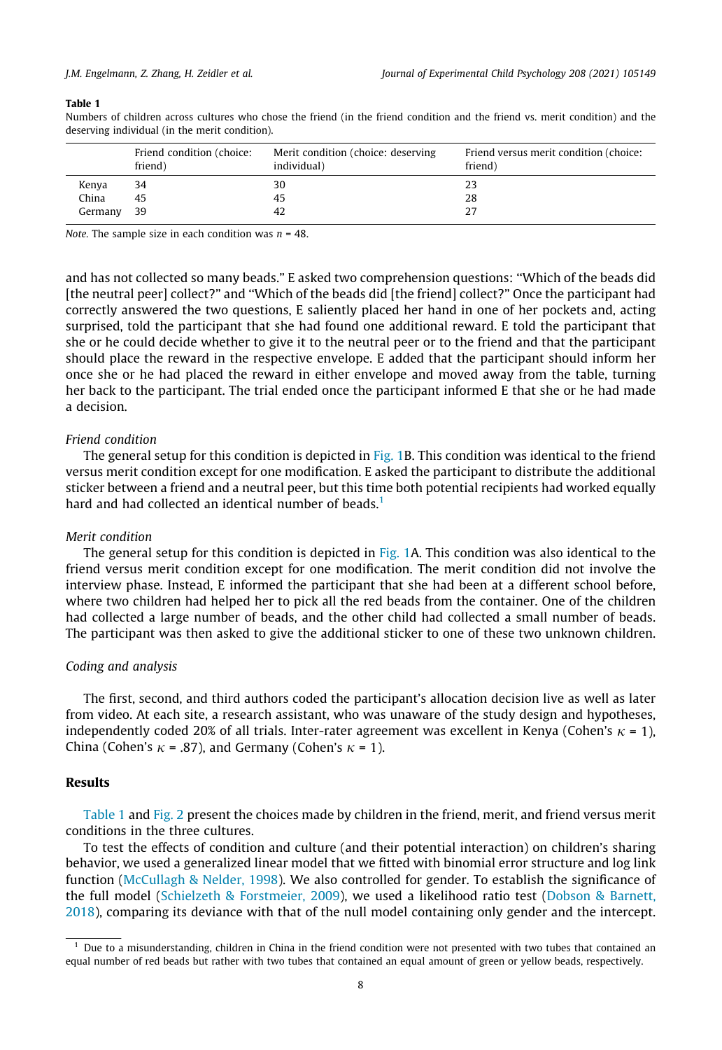**Table 1**
Numbers of children across cultures who chose the friend (in the friend condition and the friend vs. merit condition) and the deserving individual (in the merit condition).

| | Friend condition (choice: friend) | Merit condition (choice: deserving individual) | Friend versus merit condition (choice: friend) |
|---|---|---|---|
| Kenya | 34 | 30 | 23 |
| China | 45 | 45 | 28 |
| Germany | 39 | 42 | 27 |

*Note.* The sample size in each condition was $n$ = 48.

and has not collected so many beads." E asked two comprehension questions: "Which of the beads did [the neutral peer] collect?" and "Which of the beads did [the friend] collect?" Once the participant had correctly answered the two questions, E saliently placed her hand in one of her pockets and, acting surprised, told the participant that she had found one additional reward. E told the participant that she or he could decide whether to give it to the neutral peer or to the friend and that the participant should place the reward in the respective envelope. E added that the participant should inform her once she or he had placed the reward in either envelope and moved away from the table, turning her back to the participant. The trial ended once the participant informed E that she or he had made a decision.

*Friend condition*

The general setup for this condition is depicted in Fig. 1B. This condition was identical to the friend versus merit condition except for one modification. E asked the participant to distribute the additional sticker between a friend and a neutral peer, but this time both potential recipients had worked equally hard and had collected an identical number of beads.[1]

*Merit condition*

The general setup for this condition is depicted in Fig. 1A. This condition was also identical to the friend versus merit condition except for one modification. The merit condition did not involve the interview phase. Instead, E informed the participant that she had been at a different school before, where two children had helped her to pick all the red beads from the container. One of the children had collected a large number of beads, and the other child had collected a small number of beads. The participant was then asked to give the additional sticker to one of these two unknown children.

*Coding and analysis*

The first, second, and third authors coded the participant's allocation decision live as well as later from video. At each site, a research assistant, who was unaware of the study design and hypotheses, independently coded 20% of all trials. Inter-rater agreement was excellent in Kenya (Cohen's $\kappa$ = 1), China (Cohen's $\kappa$ = .87), and Germany (Cohen's $\kappa$ = 1).

## Results

Table 1 and Fig. 2 present the choices made by children in the friend, merit, and friend versus merit conditions in the three cultures.

To test the effects of condition and culture (and their potential interaction) on children's sharing behavior, we used a generalized linear model that we fitted with binomial error structure and log link function (McCullagh & Nelder, 1998). We also controlled for gender. To establish the significance of the full model (Schielzeth & Forstmeier, 2009), we used a likelihood ratio test (Dobson & Barnett, 2018), comparing its deviance with that of the null model containing only gender and the intercept.

[1] Due to a misunderstanding, children in China in the friend condition were not presented with two tubes that contained an equal number of red beads but rather with two tubes that contained an equal amount of green or yellow beads, respectively.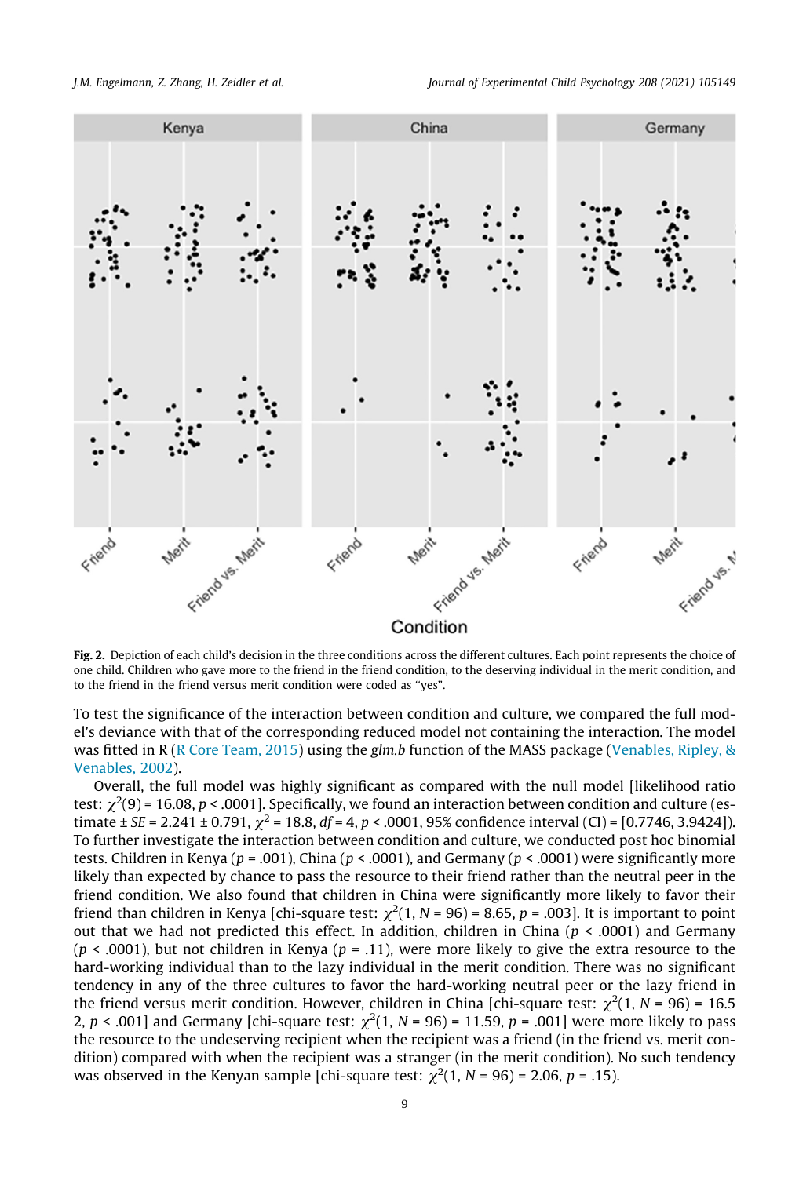**Fig. 2.** Depiction of each child's decision in the three conditions across the different cultures. Each point represents the choice of one child. Children who gave more to the friend in the friend condition, to the deserving individual in the merit condition, and to the friend in the friend versus merit condition were coded as "yes".

To test the significance of the interaction between condition and culture, we compared the full model's deviance with that of the corresponding reduced model not containing the interaction. The model was fitted in R (R Core Team, 2015) using the *glm.b* function of the MASS package (Venables, Ripley, & Venables, 2002).

Overall, the full model was highly significant as compared with the null model [likelihood ratio test: $\chi^2(9) = 16.08$, $p < .0001$]. Specifically, we found an interaction between condition and culture (estimate ± $SE = 2.241 \pm 0.791$, $\chi^2 = 18.8$, $df = 4$, $p < .0001$, 95% confidence interval (CI) = [0.7746, 3.9424]). To further investigate the interaction between condition and culture, we conducted post hoc binomial tests. Children in Kenya ($p = .001$), China ($p < .0001$), and Germany ($p < .0001$) were significantly more likely than expected by chance to pass the resource to their friend rather than the neutral peer in the friend condition. We also found that children in China were significantly more likely to favor their friend than children in Kenya [chi-square test: $\chi^2(1, N = 96) = 8.65$, $p = .003$]. It is important to point out that we had not predicted this effect. In addition, children in China ($p < .0001$) and Germany ($p < .0001$), but not children in Kenya ($p = .11$), were more likely to give the extra resource to the hard-working individual than to the lazy individual in the merit condition. There was no significant tendency in any of the three cultures to favor the hard-working neutral peer or the lazy friend in the friend versus merit condition. However, children in China [chi-square test: $\chi^2(1, N = 96) = 16.52$, $p < .001$] and Germany [chi-square test: $\chi^2(1, N = 96) = 11.59$, $p = .001$] were more likely to pass the resource to the undeserving recipient when the recipient was a friend (in the friend vs. merit condition) compared with when the recipient was a stranger (in the merit condition). No such tendency was observed in the Kenyan sample [chi-square test: $\chi^2(1, N = 96) = 2.06$, $p = .15$).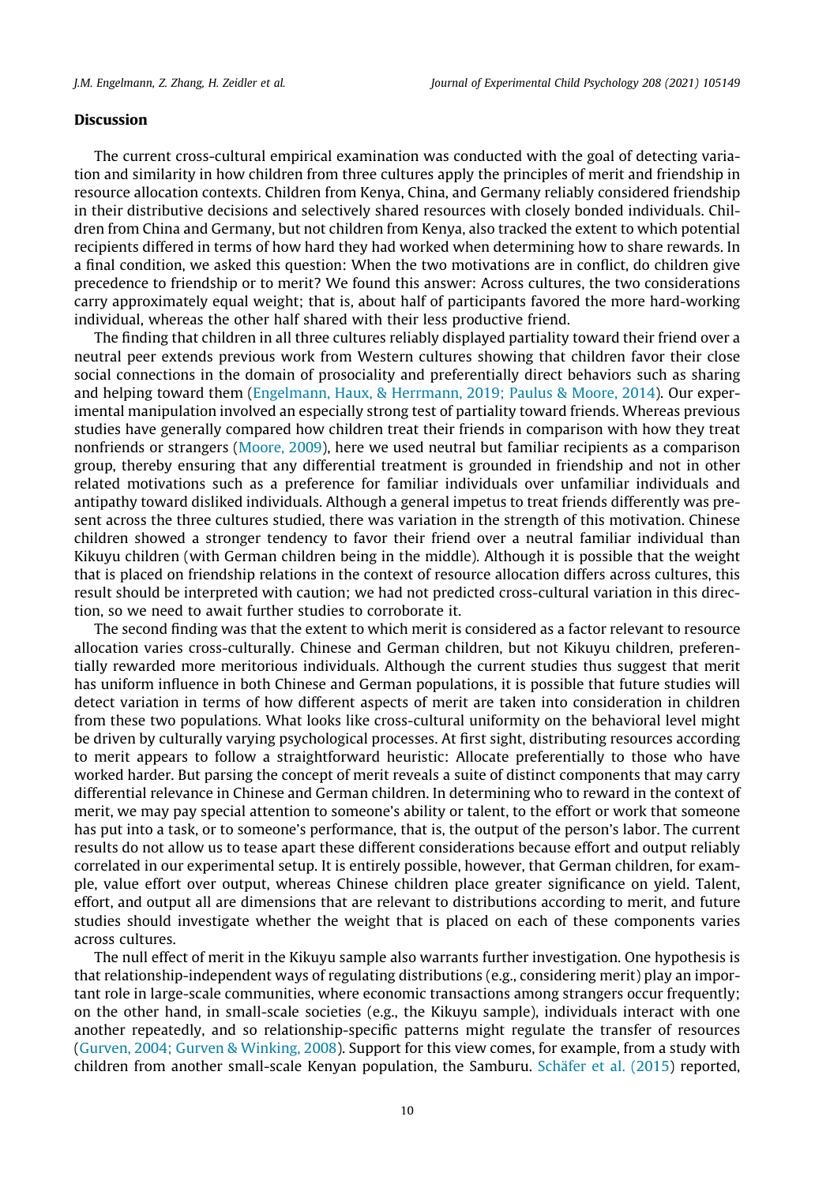## Discussion

The current cross-cultural empirical examination was conducted with the goal of detecting variation and similarity in how children from three cultures apply the principles of merit and friendship in resource allocation contexts. Children from Kenya, China, and Germany reliably considered friendship in their distributive decisions and selectively shared resources with closely bonded individuals. Children from China and Germany, but not children from Kenya, also tracked the extent to which potential recipients differed in terms of how hard they had worked when determining how to share rewards. In a final condition, we asked this question: When the two motivations are in conflict, do children give precedence to friendship or to merit? We found this answer: Across cultures, the two considerations carry approximately equal weight; that is, about half of participants favored the more hard-working individual, whereas the other half shared with their less productive friend.

The finding that children in all three cultures reliably displayed partiality toward their friend over a neutral peer extends previous work from Western cultures showing that children favor their close social connections in the domain of prosociality and preferentially direct behaviors such as sharing and helping toward them (Engelmann, Haux, & Herrmann, 2019; Paulus & Moore, 2014). Our experimental manipulation involved an especially strong test of partiality toward friends. Whereas previous studies have generally compared how children treat their friends in comparison with how they treat nonfriends or strangers (Moore, 2009), here we used neutral but familiar recipients as a comparison group, thereby ensuring that any differential treatment is grounded in friendship and not in other related motivations such as a preference for familiar individuals over unfamiliar individuals and antipathy toward disliked individuals. Although a general impetus to treat friends differently was present across the three cultures studied, there was variation in the strength of this motivation. Chinese children showed a stronger tendency to favor their friend over a neutral familiar individual than Kikuyu children (with German children being in the middle). Although it is possible that the weight that is placed on friendship relations in the context of resource allocation differs across cultures, this result should be interpreted with caution; we had not predicted cross-cultural variation in this direction, so we need to await further studies to corroborate it.

The second finding was that the extent to which merit is considered as a factor relevant to resource allocation varies cross-culturally. Chinese and German children, but not Kikuyu children, preferentially rewarded more meritorious individuals. Although the current studies thus suggest that merit has uniform influence in both Chinese and German populations, it is possible that future studies will detect variation in terms of how different aspects of merit are taken into consideration in children from these two populations. What looks like cross-cultural uniformity on the behavioral level might be driven by culturally varying psychological processes. At first sight, distributing resources according to merit appears to follow a straightforward heuristic: Allocate preferentially to those who have worked harder. But parsing the concept of merit reveals a suite of distinct components that may carry differential relevance in Chinese and German children. In determining who to reward in the context of merit, we may pay special attention to someone's ability or talent, to the effort or work that someone has put into a task, or to someone's performance, that is, the output of the person's labor. The current results do not allow us to tease apart these different considerations because effort and output reliably correlated in our experimental setup. It is entirely possible, however, that German children, for example, value effort over output, whereas Chinese children place greater significance on yield. Talent, effort, and output all are dimensions that are relevant to distributions according to merit, and future studies should investigate whether the weight that is placed on each of these components varies across cultures.

The null effect of merit in the Kikuyu sample also warrants further investigation. One hypothesis is that relationship-independent ways of regulating distributions (e.g., considering merit) play an important role in large-scale communities, where economic transactions among strangers occur frequently; on the other hand, in small-scale societies (e.g., the Kikuyu sample), individuals interact with one another repeatedly, and so relationship-specific patterns might regulate the transfer of resources (Gurven, 2004; Gurven & Winking, 2008). Support for this view comes, for example, from a study with children from another small-scale Kenyan population, the Samburu. Schäfer et al. (2015) reported,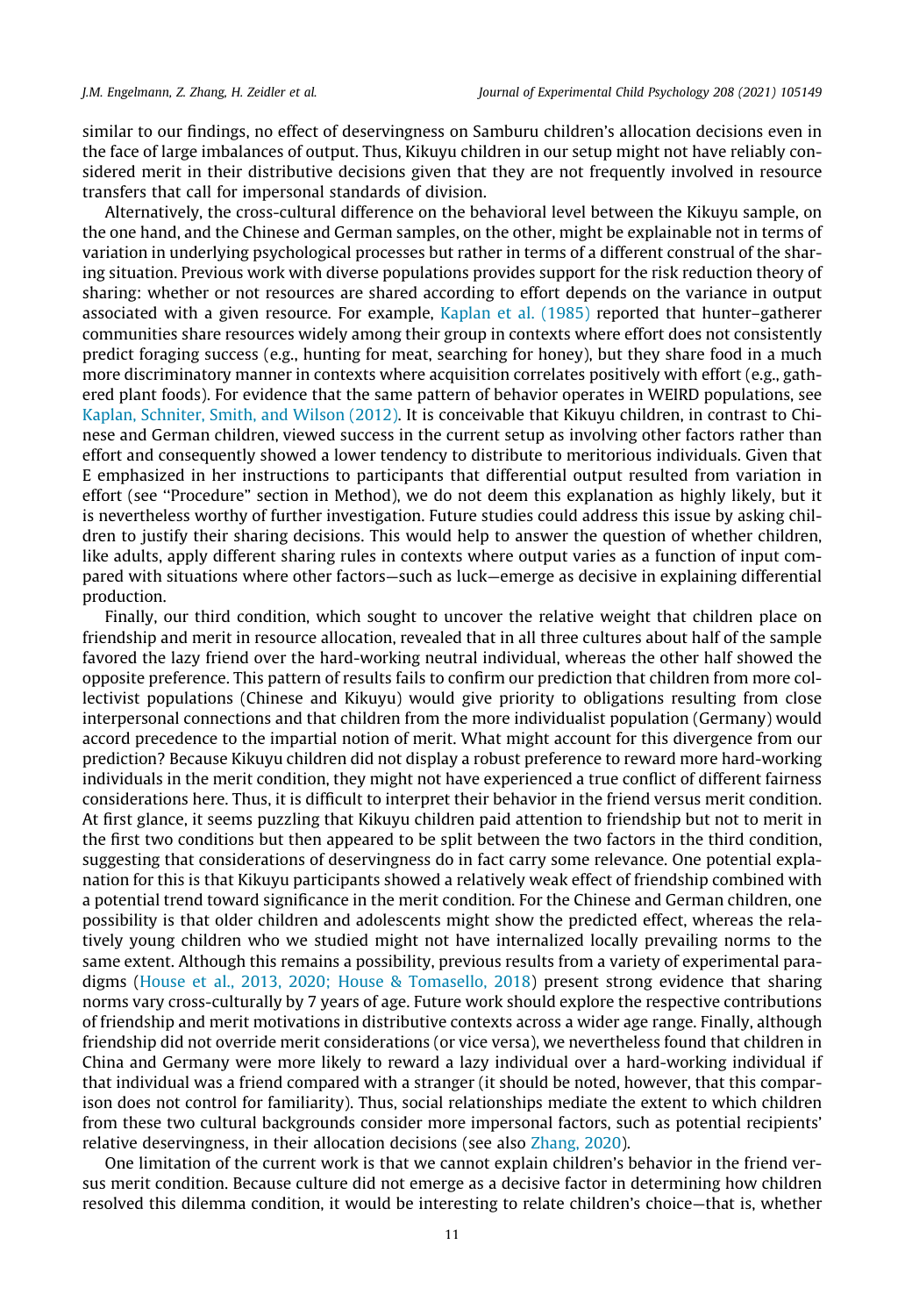similar to our findings, no effect of deservingness on Samburu children's allocation decisions even in the face of large imbalances of output. Thus, Kikuyu children in our setup might not have reliably considered merit in their distributive decisions given that they are not frequently involved in resource transfers that call for impersonal standards of division.

Alternatively, the cross-cultural difference on the behavioral level between the Kikuyu sample, on the one hand, and the Chinese and German samples, on the other, might be explainable not in terms of variation in underlying psychological processes but rather in terms of a different construal of the sharing situation. Previous work with diverse populations provides support for the risk reduction theory of sharing: whether or not resources are shared according to effort depends on the variance in output associated with a given resource. For example, Kaplan et al. (1985) reported that hunter–gatherer communities share resources widely among their group in contexts where effort does not consistently predict foraging success (e.g., hunting for meat, searching for honey), but they share food in a much more discriminatory manner in contexts where acquisition correlates positively with effort (e.g., gathered plant foods). For evidence that the same pattern of behavior operates in WEIRD populations, see Kaplan, Schniter, Smith, and Wilson (2012). It is conceivable that Kikuyu children, in contrast to Chinese and German children, viewed success in the current setup as involving other factors rather than effort and consequently showed a lower tendency to distribute to meritorious individuals. Given that E emphasized in her instructions to participants that differential output resulted from variation in effort (see "Procedure" section in Method), we do not deem this explanation as highly likely, but it is nevertheless worthy of further investigation. Future studies could address this issue by asking children to justify their sharing decisions. This would help to answer the question of whether children, like adults, apply different sharing rules in contexts where output varies as a function of input compared with situations where other factors—such as luck—emerge as decisive in explaining differential production.

Finally, our third condition, which sought to uncover the relative weight that children place on friendship and merit in resource allocation, revealed that in all three cultures about half of the sample favored the lazy friend over the hard-working neutral individual, whereas the other half showed the opposite preference. This pattern of results fails to confirm our prediction that children from more collectivist populations (Chinese and Kikuyu) would give priority to obligations resulting from close interpersonal connections and that children from the more individualist population (Germany) would accord precedence to the impartial notion of merit. What might account for this divergence from our prediction? Because Kikuyu children did not display a robust preference to reward more hard-working individuals in the merit condition, they might not have experienced a true conflict of different fairness considerations here. Thus, it is difficult to interpret their behavior in the friend versus merit condition. At first glance, it seems puzzling that Kikuyu children paid attention to friendship but not to merit in the first two conditions but then appeared to be split between the two factors in the third condition, suggesting that considerations of deservingness do in fact carry some relevance. One potential explanation for this is that Kikuyu participants showed a relatively weak effect of friendship combined with a potential trend toward significance in the merit condition. For the Chinese and German children, one possibility is that older children and adolescents might show the predicted effect, whereas the relatively young children who we studied might not have internalized locally prevailing norms to the same extent. Although this remains a possibility, previous results from a variety of experimental paradigms (House et al., 2013, 2020; House & Tomasello, 2018) present strong evidence that sharing norms vary cross-culturally by 7 years of age. Future work should explore the respective contributions of friendship and merit motivations in distributive contexts across a wider age range. Finally, although friendship did not override merit considerations (or vice versa), we nevertheless found that children in China and Germany were more likely to reward a lazy individual over a hard-working individual if that individual was a friend compared with a stranger (it should be noted, however, that this comparison does not control for familiarity). Thus, social relationships mediate the extent to which children from these two cultural backgrounds consider more impersonal factors, such as potential recipients' relative deservingness, in their allocation decisions (see also Zhang, 2020).

One limitation of the current work is that we cannot explain children's behavior in the friend versus merit condition. Because culture did not emerge as a decisive factor in determining how children resolved this dilemma condition, it would be interesting to relate children's choice—that is, whether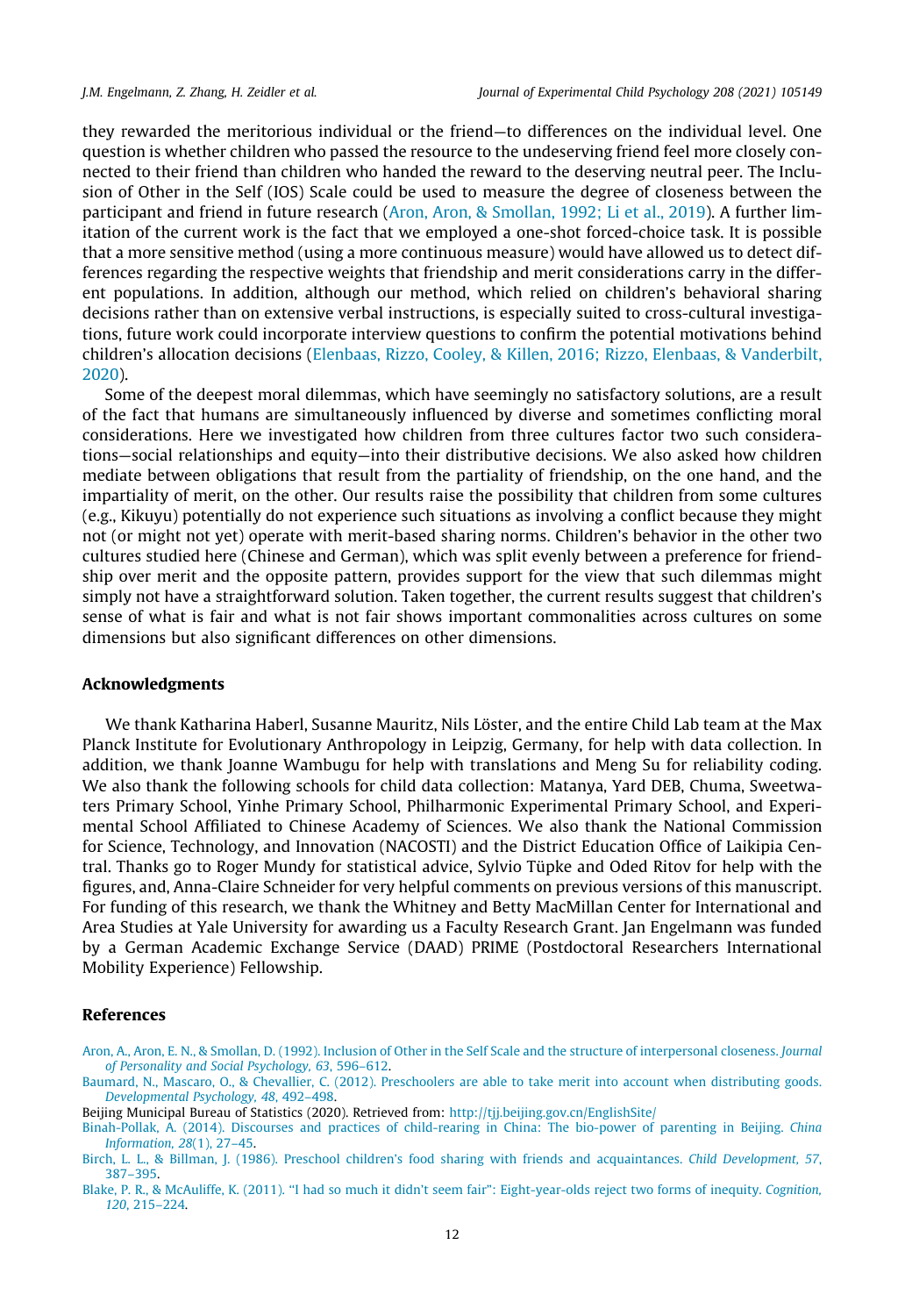they rewarded the meritorious individual or the friend—to differences on the individual level. One question is whether children who passed the resource to the undeserving friend feel more closely connected to their friend than children who handed the reward to the deserving neutral peer. The Inclusion of Other in the Self (IOS) Scale could be used to measure the degree of closeness between the participant and friend in future research (Aron, Aron, & Smollan, 1992; Li et al., 2019). A further limitation of the current work is the fact that we employed a one-shot forced-choice task. It is possible that a more sensitive method (using a more continuous measure) would have allowed us to detect differences regarding the respective weights that friendship and merit considerations carry in the different populations. In addition, although our method, which relied on children's behavioral sharing decisions rather than on extensive verbal instructions, is especially suited to cross-cultural investigations, future work could incorporate interview questions to confirm the potential motivations behind children's allocation decisions (Elenbaas, Rizzo, Cooley, & Killen, 2016; Rizzo, Elenbaas, & Vanderbilt, 2020).

Some of the deepest moral dilemmas, which have seemingly no satisfactory solutions, are a result of the fact that humans are simultaneously influenced by diverse and sometimes conflicting moral considerations. Here we investigated how children from three cultures factor two such considerations—social relationships and equity—into their distributive decisions. We also asked how children mediate between obligations that result from the partiality of friendship, on the one hand, and the impartiality of merit, on the other. Our results raise the possibility that children from some cultures (e.g., Kikuyu) potentially do not experience such situations as involving a conflict because they might not (or might not yet) operate with merit-based sharing norms. Children's behavior in the other two cultures studied here (Chinese and German), which was split evenly between a preference for friendship over merit and the opposite pattern, provides support for the view that such dilemmas might simply not have a straightforward solution. Taken together, the current results suggest that children's sense of what is fair and what is not fair shows important commonalities across cultures on some dimensions but also significant differences on other dimensions.

## Acknowledgments

We thank Katharina Haberl, Susanne Mauritz, Nils Löster, and the entire Child Lab team at the Max Planck Institute for Evolutionary Anthropology in Leipzig, Germany, for help with data collection. In addition, we thank Joanne Wambugu for help with translations and Meng Su for reliability coding. We also thank the following schools for child data collection: Matanya, Yard DEB, Chuma, Sweetwaters Primary School, Yinhe Primary School, Philharmonic Experimental Primary School, and Experimental School Affiliated to Chinese Academy of Sciences. We also thank the National Commission for Science, Technology, and Innovation (NACOSTI) and the District Education Office of Laikipia Central. Thanks go to Roger Mundy for statistical advice, Sylvio Tüpke and Oded Ritov for help with the figures, and, Anna-Claire Schneider for very helpful comments on previous versions of this manuscript. For funding of this research, we thank the Whitney and Betty MacMillan Center for International and Area Studies at Yale University for awarding us a Faculty Research Grant. Jan Engelmann was funded by a German Academic Exchange Service (DAAD) PRIME (Postdoctoral Researchers International Mobility Experience) Fellowship.

## References

Aron, A., Aron, E. N., & Smollan, D. (1992). Inclusion of Other in the Self Scale and the structure of interpersonal closeness. *Journal of Personality and Social Psychology, 63*, 596–612.

Baumard, N., Mascaro, O., & Chevallier, C. (2012). Preschoolers are able to take merit into account when distributing goods. *Developmental Psychology, 48*, 492–498.

Beijing Municipal Bureau of Statistics (2020). Retrieved from: http://tjj.beijing.gov.cn/EnglishSite/

Binah-Pollak, A. (2014). Discourses and practices of child-rearing in China: The bio-power of parenting in Beijing. *China Information, 28*(1), 27–45.

Birch, L. L., & Billman, J. (1986). Preschool children's food sharing with friends and acquaintances. *Child Development, 57*, 387–395.

Blake, P. R., & McAuliffe, K. (2011). "I had so much it didn't seem fair": Eight-year-olds reject two forms of inequity. *Cognition, 120*, 215–224.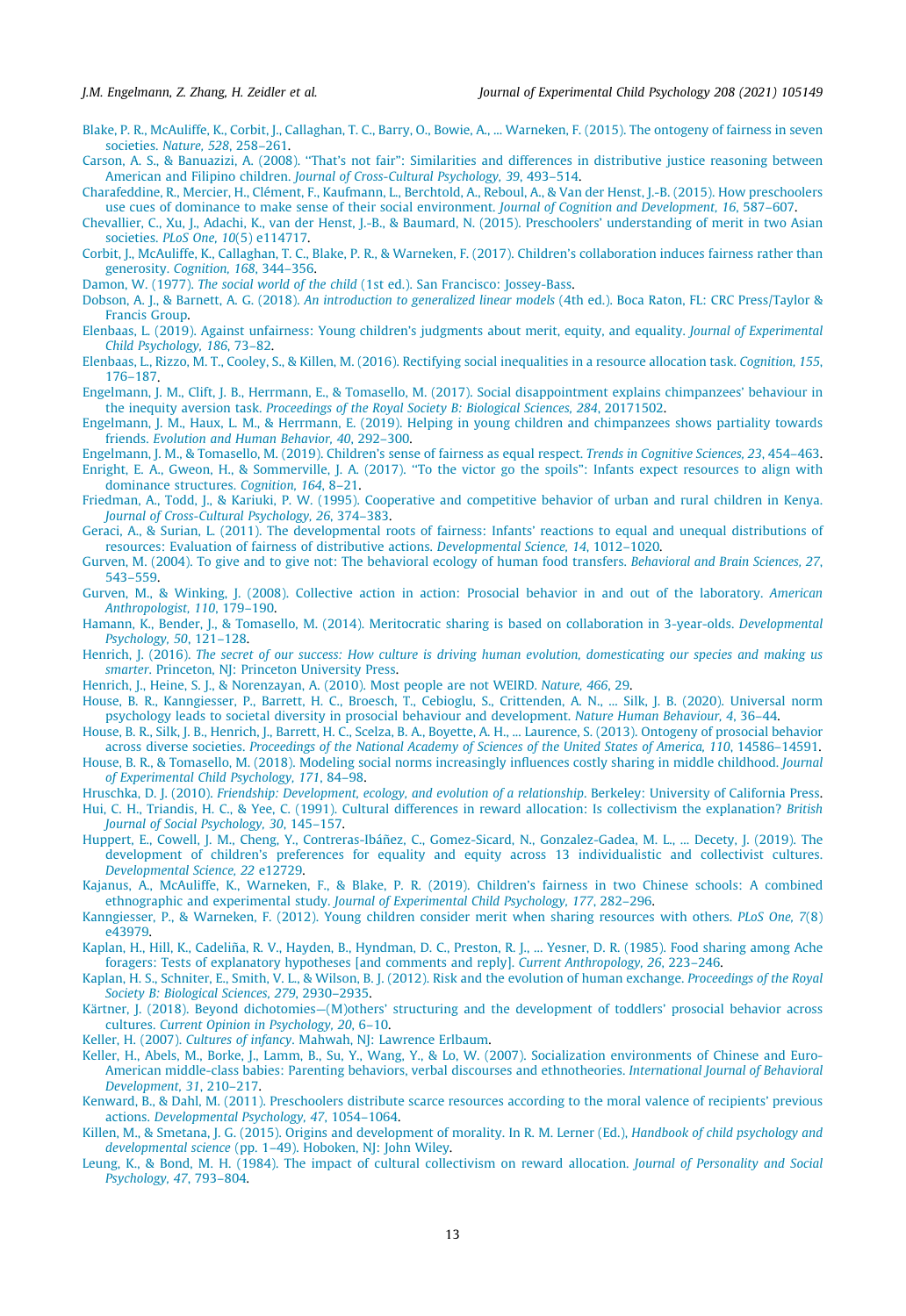Blake, P. R., McAuliffe, K., Corbit, J., Callaghan, T. C., Barry, O., Bowie, A., ... Warneken, F. (2015). The ontogeny of fairness in seven societies. *Nature, 528*, 258–261.

Carson, A. S., & Banuazizi, A. (2008). "That's not fair": Similarities and differences in distributive justice reasoning between American and Filipino children. *Journal of Cross-Cultural Psychology, 39*, 493–514.

Charafeddine, R., Mercier, H., Clément, F., Kaufmann, L., Berchtold, A., Reboul, A., & Van der Henst, J.-B. (2015). How preschoolers use cues of dominance to make sense of their social environment. *Journal of Cognition and Development, 16*, 587–607.

Chevallier, C., Xu, J., Adachi, K., van der Henst, J.-B., & Baumard, N. (2015). Preschoolers' understanding of merit in two Asian societies. *PLoS One, 10*(5) e114717.

Corbit, J., McAuliffe, K., Callaghan, T. C., Blake, P. R., & Warneken, F. (2017). Children's collaboration induces fairness rather than generosity. *Cognition, 168*, 344–356.

Damon, W. (1977). *The social world of the child* (1st ed.). San Francisco: Jossey-Bass.

Dobson, A. J., & Barnett, A. G. (2018). *An introduction to generalized linear models* (4th ed.). Boca Raton, FL: CRC Press/Taylor & Francis Group.

Elenbaas, L. (2019). Against unfairness: Young children's judgments about merit, equity, and equality. *Journal of Experimental Child Psychology, 186*, 73–82.

Elenbaas, L., Rizzo, M. T., Cooley, S., & Killen, M. (2016). Rectifying social inequalities in a resource allocation task. *Cognition, 155*, 176–187.

Engelmann, J. M., Clift, J. B., Herrmann, E., & Tomasello, M. (2017). Social disappointment explains chimpanzees' behaviour in the inequity aversion task. *Proceedings of the Royal Society B: Biological Sciences, 284*, 20171502.

Engelmann, J. M., Haux, L. M., & Herrmann, E. (2019). Helping in young children and chimpanzees shows partiality towards friends. *Evolution and Human Behavior, 40*, 292–300.

Engelmann, J. M., & Tomasello, M. (2019). Children's sense of fairness as equal respect. *Trends in Cognitive Sciences, 23*, 454–463.

Enright, E. A., Gweon, H., & Sommerville, J. A. (2017). "To the victor go the spoils": Infants expect resources to align with dominance structures. *Cognition, 164*, 8–21.

Friedman, A., Todd, J., & Kariuki, P. W. (1995). Cooperative and competitive behavior of urban and rural children in Kenya. *Journal of Cross-Cultural Psychology, 26*, 374–383.

Geraci, A., & Surian, L. (2011). The developmental roots of fairness: Infants' reactions to equal and unequal distributions of resources: Evaluation of fairness of distributive actions. *Developmental Science, 14*, 1012–1020.

Gurven, M. (2004). To give and to give not: The behavioral ecology of human food transfers. *Behavioral and Brain Sciences, 27*, 543–559.

Gurven, M., & Winking, J. (2008). Collective action in action: Prosocial behavior in and out of the laboratory. *American Anthropologist, 110*, 179–190.

Hamann, K., Bender, J., & Tomasello, M. (2014). Meritocratic sharing is based on collaboration in 3-year-olds. *Developmental Psychology, 50*, 121–128.

Henrich, J. (2016). *The secret of our success: How culture is driving human evolution, domesticating our species and making us smarter*. Princeton, NJ: Princeton University Press.

Henrich, J., Heine, S. J., & Norenzayan, A. (2010). Most people are not WEIRD. *Nature, 466*, 29.

House, B. R., Kanngiesser, P., Barrett, H. C., Broesch, T., Cebioglu, S., Crittenden, A. N., ... Silk, J. B. (2020). Universal norm psychology leads to societal diversity in prosocial behaviour and development. *Nature Human Behaviour, 4*, 36–44.

House, B. R., Silk, J. B., Henrich, J., Barrett, H. C., Scelza, B. A., Boyette, A. H., ... Laurence, S. (2013). Ontogeny of prosocial behavior across diverse societies. *Proceedings of the National Academy of Sciences of the United States of America, 110*, 14586–14591.

House, B. R., & Tomasello, M. (2018). Modeling social norms increasingly influences costly sharing in middle childhood. *Journal of Experimental Child Psychology, 171*, 84–98.

Hruschka, D. J. (2010). *Friendship: Development, ecology, and evolution of a relationship*. Berkeley: University of California Press.

Hui, C. H., Triandis, H. C., & Yee, C. (1991). Cultural differences in reward allocation: Is collectivism the explanation? *British Journal of Social Psychology, 30*, 145–157.

Huppert, E., Cowell, J. M., Cheng, Y., Contreras-Ibáñez, C., Gomez-Sicard, N., Gonzalez-Gadea, M. L., ... Decety, J. (2019). The development of children's preferences for equality and equity across 13 individualistic and collectivist cultures. *Developmental Science, 22* e12729.

Kajanus, A., McAuliffe, K., Warneken, F., & Blake, P. R. (2019). Children's fairness in two Chinese schools: A combined ethnographic and experimental study. *Journal of Experimental Child Psychology, 177*, 282–296.

Kanngiesser, P., & Warneken, F. (2012). Young children consider merit when sharing resources with others. *PLoS One, 7*(8) e43979.

Kaplan, H., Hill, K., Cadeliña, R. V., Hayden, B., Hyndman, D. C., Preston, R. J., ... Yesner, D. R. (1985). Food sharing among Ache foragers: Tests of explanatory hypotheses [and comments and reply]. *Current Anthropology, 26*, 223–246.

Kaplan, H. S., Schniter, E., Smith, V. L., & Wilson, B. J. (2012). Risk and the evolution of human exchange. *Proceedings of the Royal Society B: Biological Sciences, 279*, 2930–2935.

Kärtner, J. (2018). Beyond dichotomies—(M)others' structuring and the development of toddlers' prosocial behavior across cultures. *Current Opinion in Psychology, 20*, 6–10.

Keller, H. (2007). *Cultures of infancy*. Mahwah, NJ: Lawrence Erlbaum.

Keller, H., Abels, M., Borke, J., Lamm, B., Su, Y., Wang, Y., & Lo, W. (2007). Socialization environments of Chinese and Euro-American middle-class babies: Parenting behaviors, verbal discourses and ethnotheories. *International Journal of Behavioral Development, 31*, 210–217.

Kenward, B., & Dahl, M. (2011). Preschoolers distribute scarce resources according to the moral valence of recipients' previous actions. *Developmental Psychology, 47*, 1054–1064.

Killen, M., & Smetana, J. G. (2015). Origins and development of morality. In R. M. Lerner (Ed.), *Handbook of child psychology and developmental science* (pp. 1–49). Hoboken, NJ: John Wiley.

Leung, K., & Bond, M. H. (1984). The impact of cultural collectivism on reward allocation. *Journal of Personality and Social Psychology, 47*, 793–804.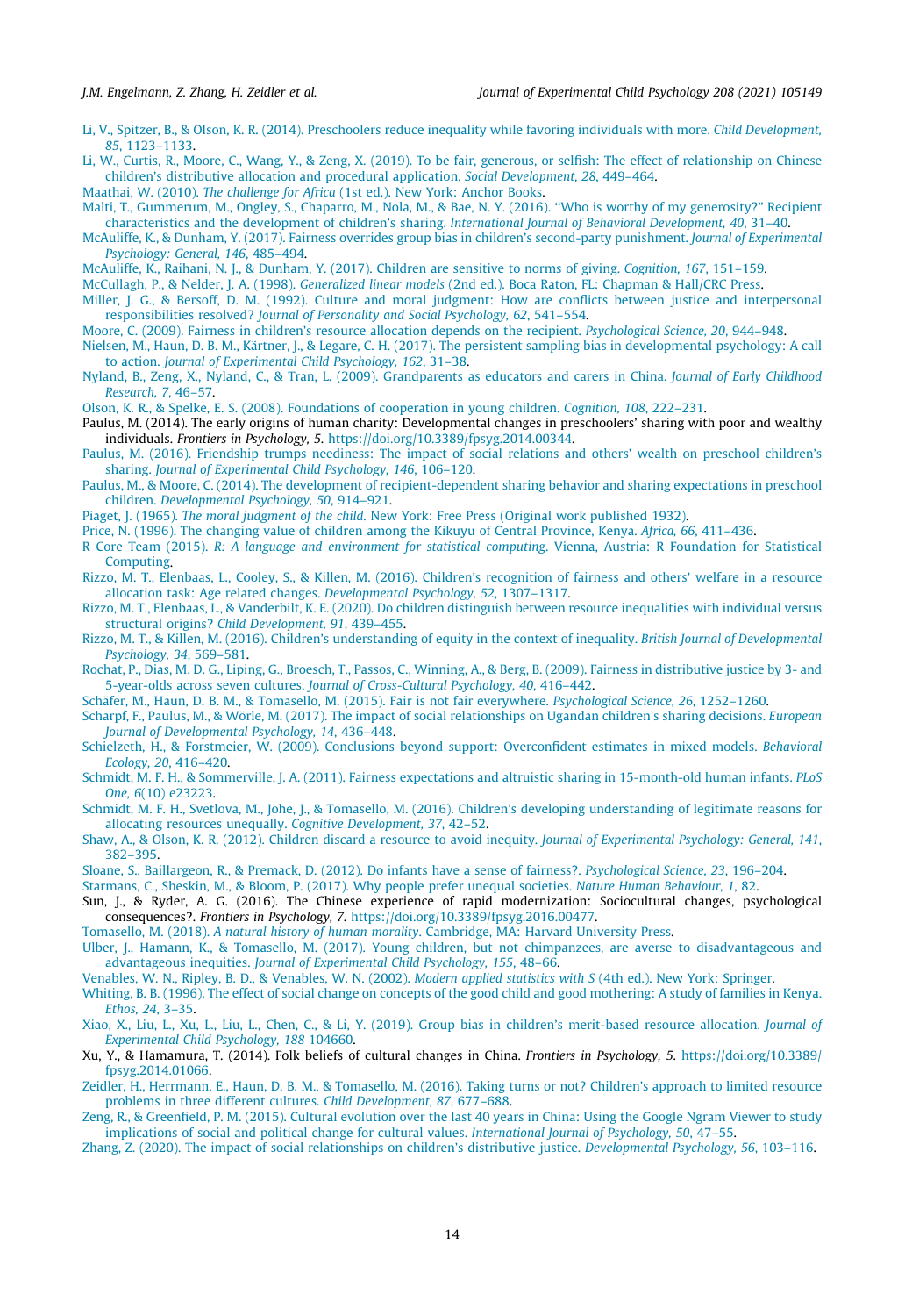Li, V., Spitzer, B., & Olson, K. R. (2014). Preschoolers reduce inequality while favoring individuals with more. *Child Development, 85*, 1123–1133.

Li, W., Curtis, R., Moore, C., Wang, Y., & Zeng, X. (2019). To be fair, generous, or selfish: The effect of relationship on Chinese children's distributive allocation and procedural application. *Social Development, 28*, 449–464.

Maathai, W. (2010). *The challenge for Africa* (1st ed.). New York: Anchor Books.

Malti, T., Gummerum, M., Ongley, S., Chaparro, M., Nola, M., & Bae, N. Y. (2016). "Who is worthy of my generosity?" Recipient characteristics and the development of children's sharing. *International Journal of Behavioral Development, 40*, 31–40.

McAuliffe, K., & Dunham, Y. (2017). Fairness overrides group bias in children's second-party punishment. *Journal of Experimental Psychology: General, 146*, 485–494.

McAuliffe, K., Raihani, N. J., & Dunham, Y. (2017). Children are sensitive to norms of giving. *Cognition, 167*, 151–159.

McCullagh, P., & Nelder, J. A. (1998). *Generalized linear models* (2nd ed.). Boca Raton, FL: Chapman & Hall/CRC Press.

Miller, J. G., & Bersoff, D. M. (1992). Culture and moral judgment: How are conflicts between justice and interpersonal responsibilities resolved? *Journal of Personality and Social Psychology, 62*, 541–554.

Moore, C. (2009). Fairness in children's resource allocation depends on the recipient. *Psychological Science, 20*, 944–948.

Nielsen, M., Haun, D. B. M., Kärtner, J., & Legare, C. H. (2017). The persistent sampling bias in developmental psychology: A call to action. *Journal of Experimental Child Psychology, 162*, 31–38.

Nyland, B., Zeng, X., Nyland, C., & Tran, L. (2009). Grandparents as educators and carers in China. *Journal of Early Childhood Research, 7*, 46–57.

Olson, K. R., & Spelke, E. S. (2008). Foundations of cooperation in young children. *Cognition, 108*, 222–231.

Paulus, M. (2014). The early origins of human charity: Developmental changes in preschoolers' sharing with poor and wealthy individuals. *Frontiers in Psychology, 5*. https://doi.org/10.3389/fpsyg.2014.00344.

Paulus, M. (2016). Friendship trumps neediness: The impact of social relations and others' wealth on preschool children's sharing. *Journal of Experimental Child Psychology, 146*, 106–120.

Paulus, M., & Moore, C. (2014). The development of recipient-dependent sharing behavior and sharing expectations in preschool children. *Developmental Psychology, 50*, 914–921.

Piaget, J. (1965). *The moral judgment of the child*. New York: Free Press (Original work published 1932).

Price, N. (1996). The changing value of children among the Kikuyu of Central Province, Kenya. *Africa, 66*, 411–436.

R Core Team (2015). *R: A language and environment for statistical computing*. Vienna, Austria: R Foundation for Statistical Computing.

Rizzo, M. T., Elenbaas, L., Cooley, S., & Killen, M. (2016). Children's recognition of fairness and others' welfare in a resource allocation task: Age related changes. *Developmental Psychology, 52*, 1307–1317.

Rizzo, M. T., Elenbaas, L., & Vanderbilt, K. E. (2020). Do children distinguish between resource inequalities with individual versus structural origins? *Child Development, 91*, 439–455.

Rizzo, M. T., & Killen, M. (2016). Children's understanding of equity in the context of inequality. *British Journal of Developmental Psychology, 34*, 569–581.

Rochat, P., Dias, M. D. G., Liping, G., Broesch, T., Passos, C., Winning, A., & Berg, B. (2009). Fairness in distributive justice by 3- and 5-year-olds across seven cultures. *Journal of Cross-Cultural Psychology, 40*, 416–442.

Schäfer, M., Haun, D. B. M., & Tomasello, M. (2015). Fair is not fair everywhere. *Psychological Science, 26*, 1252–1260.

Scharpf, F., Paulus, M., & Wörle, M. (2017). The impact of social relationships on Ugandan children's sharing decisions. *European Journal of Developmental Psychology, 14*, 436–448.

Schielzeth, H., & Forstmeier, W. (2009). Conclusions beyond support: Overconfident estimates in mixed models. *Behavioral Ecology, 20*, 416–420.

Schmidt, M. F. H., & Sommerville, J. A. (2011). Fairness expectations and altruistic sharing in 15-month-old human infants. *PLoS One, 6*(10) e23223.

Schmidt, M. F. H., Svetlova, M., Johe, J., & Tomasello, M. (2016). Children's developing understanding of legitimate reasons for allocating resources unequally. *Cognitive Development, 37*, 42–52.

Shaw, A., & Olson, K. R. (2012). Children discard a resource to avoid inequity. *Journal of Experimental Psychology: General, 141*, 382–395.

Sloane, S., Baillargeon, R., & Premack, D. (2012). Do infants have a sense of fairness?. *Psychological Science, 23*, 196–204.

Starmans, C., Sheskin, M., & Bloom, P. (2017). Why people prefer unequal societies. *Nature Human Behaviour, 1*, 82.

Sun, J., & Ryder, A. G. (2016). The Chinese experience of rapid modernization: Sociocultural changes, psychological consequences?. *Frontiers in Psychology, 7*. https://doi.org/10.3389/fpsyg.2016.00477.

Tomasello, M. (2018). *A natural history of human morality*. Cambridge, MA: Harvard University Press.

Ulber, J., Hamann, K., & Tomasello, M. (2017). Young children, but not chimpanzees, are averse to disadvantageous and advantageous inequities. *Journal of Experimental Child Psychology, 155*, 48–66.

Venables, W. N., Ripley, B. D., & Venables, W. N. (2002). *Modern applied statistics with S* (4th ed.). New York: Springer.

Whiting, B. B. (1996). The effect of social change on concepts of the good child and good mothering: A study of families in Kenya. *Ethos, 24*, 3–35.

Xiao, X., Liu, L., Xu, L., Liu, L., Chen, C., & Li, Y. (2019). Group bias in children's merit-based resource allocation. *Journal of Experimental Child Psychology, 188* 104660.

Xu, Y., & Hamamura, T. (2014). Folk beliefs of cultural changes in China. *Frontiers in Psychology, 5*. https://doi.org/10.3389/fpsyg.2014.01066.

Zeidler, H., Herrmann, E., Haun, D. B. M., & Tomasello, M. (2016). Taking turns or not? Children's approach to limited resource problems in three different cultures. *Child Development, 87*, 677–688.

Zeng, R., & Greenfield, P. M. (2015). Cultural evolution over the last 40 years in China: Using the Google Ngram Viewer to study implications of social and political change for cultural values. *International Journal of Psychology, 50*, 47–55.

Zhang, Z. (2020). The impact of social relationships on children's distributive justice. *Developmental Psychology, 56*, 103–116.